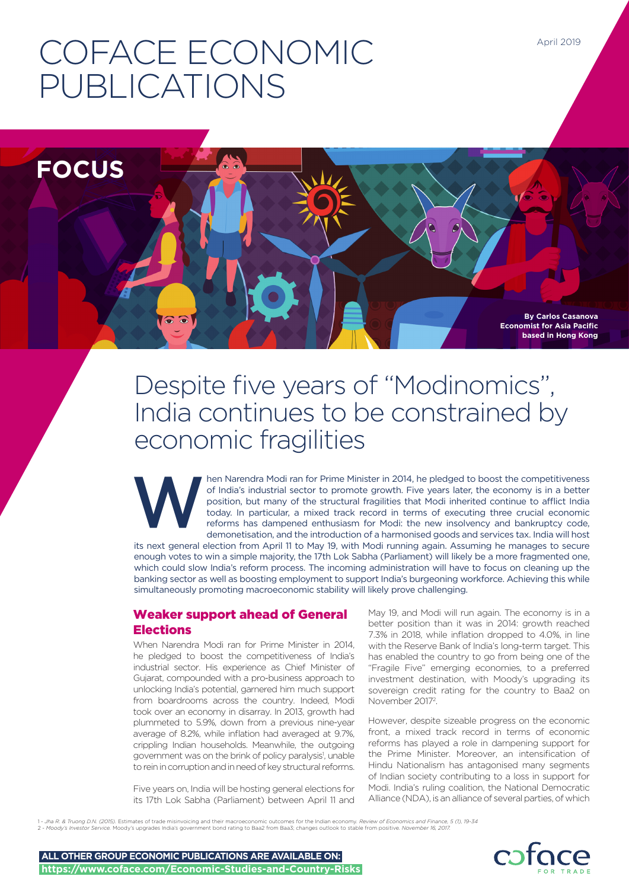# COFACE ECONOMIC PUBLICATIONS

April 2019

**FOCUS**

**By Carlos Casanova**
**Economist for Asia Pacific**
**based in Hong Kong**

# Despite five years of "Modinomics", India continues to be constrained by economic fragilities

When Narendra Modi ran for Prime Minister in 2014, he pledged to boost the competitiveness of India's industrial sector to promote growth. Five years later, the economy is in a better position, but many of the structural fragilities that Modi inherited continue to afflict India today. In particular, a mixed track record in terms of executing three crucial economic reforms has dampened enthusiasm for Modi: the new insolvency and bankruptcy code, demonetisation, and the introduction of a harmonised goods and services tax. India will host its next general election from April 11 to May 19, with Modi running again. Assuming he manages to secure enough votes to win a simple majority, the 17th Lok Sabha (Parliament) will likely be a more fragmented one, which could slow India's reform process. The incoming administration will have to focus on cleaning up the banking sector as well as boosting employment to support India's burgeoning workforce. Achieving this while simultaneously promoting macroeconomic stability will likely prove challenging.

## Weaker support ahead of General Elections

When Narendra Modi ran for Prime Minister in 2014, he pledged to boost the competitiveness of India's industrial sector. His experience as Chief Minister of Gujarat, compounded with a pro-business approach to unlocking India's potential, garnered him much support from boardrooms across the country. Indeed, Modi took over an economy in disarray. In 2013, growth had plummeted to 5.9%, down from a previous nine-year average of 8.2%, while inflation had averaged at 9.7%, crippling Indian households. Meanwhile, the outgoing government was on the brink of policy paralysis[1], unable to rein in corruption and in need of key structural reforms.

Five years on, India will be hosting general elections for its 17th Lok Sabha (Parliament) between April 11 and May 19, and Modi will run again. The economy is in a better position than it was in 2014: growth reached 7.3% in 2018, while inflation dropped to 4.0%, in line with the Reserve Bank of India's long-term target. This has enabled the country to go from being one of the "Fragile Five" emerging economies, to a preferred investment destination, with Moody's upgrading its sovereign credit rating for the country to Baa2 on November 2017[2].

However, despite sizeable progress on the economic front, a mixed track record in terms of economic reforms has played a role in dampening support for the Prime Minister. Moreover, an intensification of Hindu Nationalism has antagonised many segments of Indian society contributing to a loss in support for Modi. India's ruling coalition, the National Democratic Alliance (NDA), is an alliance of several parties, of which

1 - *Jha R. & Truong D.N. (2015).* Estimates of trade misinvoicing and their macroeconomic outcomes for the Indian economy. *Review of Economics and Finance, 5 (1), 19-34*
2 - *Moody's Investor Service.* Moody's upgrades India's government bond rating to Baa2 from Baa3; changes outlook to stable from positive. *November 16, 2017.*

**ALL OTHER GROUP ECONOMIC PUBLICATIONS ARE AVAILABLE ON:**
**https://www.coface.com/Economic-Studies-and-Country-Risks**

coface FOR TRADE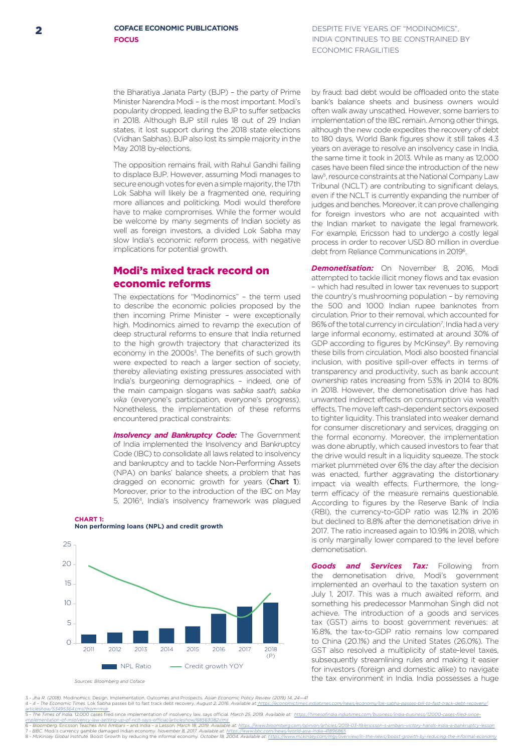the Bharatiya Janata Party (BJP) – the party of Prime Minister Narendra Modi – is the most important. Modi's popularity dropped, leading the BJP to suffer setbacks in 2018. Although BJP still rules 18 out of 29 Indian states, it lost support during the 2018 state elections (Vidhan Sabhas). BJP also lost its simple majority in the May 2018 by-elections.

The opposition remains frail, with Rahul Gandhi failing to displace BJP. However, assuming Modi manages to secure enough votes for even a simple majority, the 17th Lok Sabha will likely be a fragmented one, requiring more alliances and politicking. Modi would therefore have to make compromises. While the former would be welcome by many segments of Indian society as well as foreign investors, a divided Lok Sabha may slow India's economic reform process, with negative implications for potential growth.

## Modi's mixed track record on economic reforms

The expectations for "Modinomics" – the term used to describe the economic policies proposed by the then incoming Prime Minister – were exceptionally high. Modinomics aimed to revamp the execution of deep structural reforms to ensure that India returned to the high growth trajectory that characterized its economy in the 2000s[3]. The benefits of such growth were expected to reach a larger section of society, thereby alleviating existing pressures associated with India's burgeoning demographics – indeed, one of the main campaign slogans was *sabka saath, sabka vika* (everyone's participation, everyone's progress). Nonetheless, the implementation of these reforms encountered practical constraints:

***Insolvency and Bankruptcy Code:*** The Government of India implemented the Insolvency and Bankruptcy Code (IBC) to consolidate all laws related to insolvency and bankruptcy and to tackle Non-Performing Assets (NPA) on banks' balance sheets, a problem that has dragged on economic growth for years (**Chart 1**). Moreover, prior to the introduction of the IBC on May 5, 2016[4], India's insolvency framework was plagued by fraud: bad debt would be offloaded onto the state bank's balance sheets and business owners would often walk away unscathed. However, some barriers to implementation of the IBC remain. Among other things, although the new code expedites the recovery of debt to 180 days, World Bank figures show it still takes 4.3 years on average to resolve an insolvency case in India, the same time it took in 2013. While as many as 12,000 cases have been filed since the introduction of the new law[5], resource constraints at the National Company Law Tribunal (NCLT) are contributing to significant delays, even if the NCLT is currently expanding the number of judges and benches. Moreover, it can prove challenging for foreign investors who are not acquainted with the Indian market to navigate the legal framework. For example, Ericsson had to undergo a costly legal process in order to recover USD 80 million in overdue debt from Reliance Communications in 2019[6].

**CHART 1:**
**Non performing loans (NPL) and credit growth**

Legend: NPL Ratio (bars); Credit growth YOY (line). Y-axis: 0–25. X-axis: 2011, 2012, 2013, 2014, 2015, 2016, 2017, 2018 (P)

Sources: Bloomberg and Coface

***Demonetisation:*** On November 8, 2016, Modi attempted to tackle illicit money flows and tax evasion – which had resulted in lower tax revenues to support the country's mushrooming population – by removing the 500 and 1000 Indian rupee banknotes from circulation. Prior to their removal, which accounted for 86% of the total currency in circulation[7], India had a very large informal economy, estimated at around 30% of GDP according to figures by McKinsey[8]. By removing these bills from circulation, Modi also boosted financial inclusion, with positive spill-over effects in terms of transparency and productivity, such as bank account ownership rates increasing from 53% in 2014 to 80% in 2018. However, the demonetisation drive has had unwanted indirect effects on consumption via wealth effects. The move left cash-dependent sectors exposed to tighter liquidity. This translated into weaker demand for consumer discretionary and services, dragging on the formal economy. Moreover, the implementation was done abruptly, which caused investors to fear that the drive would result in a liquidity squeeze. The stock market plummeted over 6% the day after the decision was enacted, further aggravating the distortionary impact via wealth effects. Furthermore, the long-term efficacy of the measure remains questionable. According to figures by the Reserve Bank of India (RBI), the currency-to-GDP ratio was 12.1% in 2016 but declined to 8.8% after the demonetisation drive in 2017. The ratio increased again to 10.9% in 2018, which is only marginally lower compared to the level before demonetisation.

***Goods and Services Tax:*** Following from the demonetisation drive, Modi's government implemented an overhaul to the taxation system on July 1, 2017. This was a much awaited reform, and something his predecessor Manmohan Singh did not achieve. The introduction of a goods and services tax (GST) aims to boost government revenues: at 16.8%, the tax-to-GDP ratio remains low compared to China (20.1%) and the United States (26.0%). The GST also resolved a multiplicity of state-level taxes, subsequently streamlining rules and making it easier for investors (foreign and domestic alike) to navigate the tax environment in India. India possesses a huge

---

3 - *Jha R. (2018).* Modinomics: Design, Implementation, Outcomes and Prospects. *Asian Economic Policy Review (2019) 14, 24—41*
4 - *4 - The Economic Times.* Lok Sabha passes bill to fast track debt recovery. *August 2, 2016. Available at:* https://economictimes.indiatimes.com/news/economy/lok-sabha-passes-bill-to-fast-track-debt-recovery/articleshow/53495364.cms?from=mdr
5 - *The Times of India.* 12,000 cases filed since implementation of insolvency law, says official. *March 25, 2019. Available at:* https://timesofindia.indiatimes.com/business/india-business/12000-cases-filed-since-implementation-of-insolvency-law-setting-up-of-nclt-says-official/articleshow/68563082.cms
6 - *Bloomberg.* Ericsson Teaches Anil Ambani – and India – a Lesson. *March 18, 2019. Available at:* https://www.bloomberg.com/opinion/articles/2019-03-19/ericsson-s-ambani-victory-hands-india-a-bankruptcy-lesson
7 - *BBC.* Modi's currency gamble damaged Indian economy. *November 8, 2017. Available at:* https://www.bbc.com/news/world-asia-india-41896865
8 - *McKinsey Global Institute.* Boost Growth by reducing the informal economy. *October 18, 2004. Available at:* https://www.mckinsey.com/mgi/overview/in-the-news/boost-growth-by-reducing-the-informal-economy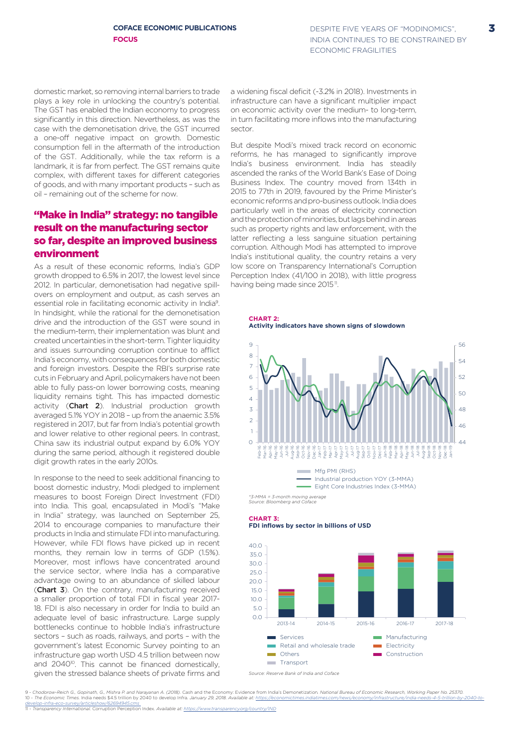domestic market, so removing internal barriers to trade plays a key role in unlocking the country's potential. The GST has enabled the Indian economy to progress significantly in this direction. Nevertheless, as was the case with the demonetisation drive, the GST incurred a one-off negative impact on growth. Domestic consumption fell in the aftermath of the introduction of the GST. Additionally, while the tax reform is a landmark, it is far from perfect. The GST remains quite complex, with different taxes for different categories of goods, and with many important products – such as oil – remaining out of the scheme for now.

## "Make in India" strategy: no tangible result on the manufacturing sector so far, despite an improved business environment

As a result of these economic reforms, India's GDP growth dropped to 6.5% in 2017, the lowest level since 2012. In particular, demonetisation had negative spill-overs on employment and output, as cash serves an essential role in facilitating economic activity in India[9]. In hindsight, while the rational for the demonetisation drive and the introduction of the GST were sound in the medium-term, their implementation was blunt and created uncertainties in the short-term. Tighter liquidity and issues surrounding corruption continue to afflict India's economy, with consequences for both domestic and foreign investors. Despite the RBI's surprise rate cuts in February and April, policymakers have not been able to fully pass-on lower borrowing costs, meaning liquidity remains tight. This has impacted domestic activity (**Chart 2**). Industrial production growth averaged 5.1% YOY in 2018 – up from the anaemic 3.5% registered in 2017, but far from India's potential growth and lower relative to other regional peers. In contrast, China saw its industrial output expand by 6.0% YOY during the same period, although it registered double digit growth rates in the early 2010s.

In response to the need to seek additional financing to boost domestic industry, Modi pledged to implement measures to boost Foreign Direct Investment (FDI) into India. This goal, encapsulated in Modi's "Make in India" strategy, was launched on September 25, 2014 to encourage companies to manufacture their products in India and stimulate FDI into manufacturing. However, while FDI flows have picked up in recent months, they remain low in terms of GDP (1.5%). Moreover, most inflows have concentrated around the service sector, where India has a comparative advantage owing to an abundance of skilled labour (**Chart 3**). On the contrary, manufacturing received a smaller proportion of total FDI in fiscal year 2017-18. FDI is also necessary in order for India to build an adequate level of basic infrastructure. Large supply bottlenecks continue to hobble India's infrastructure sectors – such as roads, railways, and ports – with the government's latest Economic Survey pointing to an infrastructure gap worth USD 4.5 trillion between now and 2040[10]. This cannot be financed domestically, given the stressed balance sheets of private firms and a widening fiscal deficit (-3.2% in 2018). Investments in infrastructure can have a significant multiplier impact on economic activity over the medium- to long-term, in turn facilitating more inflows into the manufacturing sector.

But despite Modi's mixed track record on economic reforms, he has managed to significantly improve India's business environment. India has steadily ascended the ranks of the World Bank's Ease of Doing Business Index. The country moved from 134th in 2015 to 77th in 2019, favoured by the Prime Minister's economic reforms and pro-business outlook. India does particularly well in the areas of electricity connection and the protection of minorities, but lags behind in areas such as property rights and law enforcement, with the latter reflecting a less sanguine situation pertaining corruption. Although Modi has attempted to improve India's institutional quality, the country retains a very low score on Transparency International's Corruption Perception Index (41/100 in 2018), with little progress having being made since 2015[11].

**CHART 2:**
**Activity indicators have shown signs of slowdown**

Mfg PMI (RHS); Industrial production YOY (3-MMA); Eight Core Industries Index (3-MMA)

*\*3-MMA = 3-month moving average*
*Source: Bloomberg and Coface*

**CHART 3:**
**FDI inflows by sector in billions of USD**

Services; Manufacturing; Retail and wholesale trade; Electricity; Others; Construction; Transport

*Source: Reserve Bank of India and Coface*

9 - *Chodorow-Reich G., Gopinath, G., Mishra P. and Narayanan A. (2018).* Cash and the Economy: Evidence from India's Demonetization. *National Bureau of Economic Research, Working Paper No. 25370.*
10 - *The Economic Times.* India needs $4.5 trillion by 2040 to develop Infra. *January 29, 2018. Available at: https://economictimes.indiatimes.com/news/economy/infrastructure/india-needs-4-5-trillion-by-2040-to-develop-infra-eco-survey/articleshow/62694945.cms*
11 - *Transparency International.* Corruption Perception Index. *Available at: https://www.transparency.org/country/IND*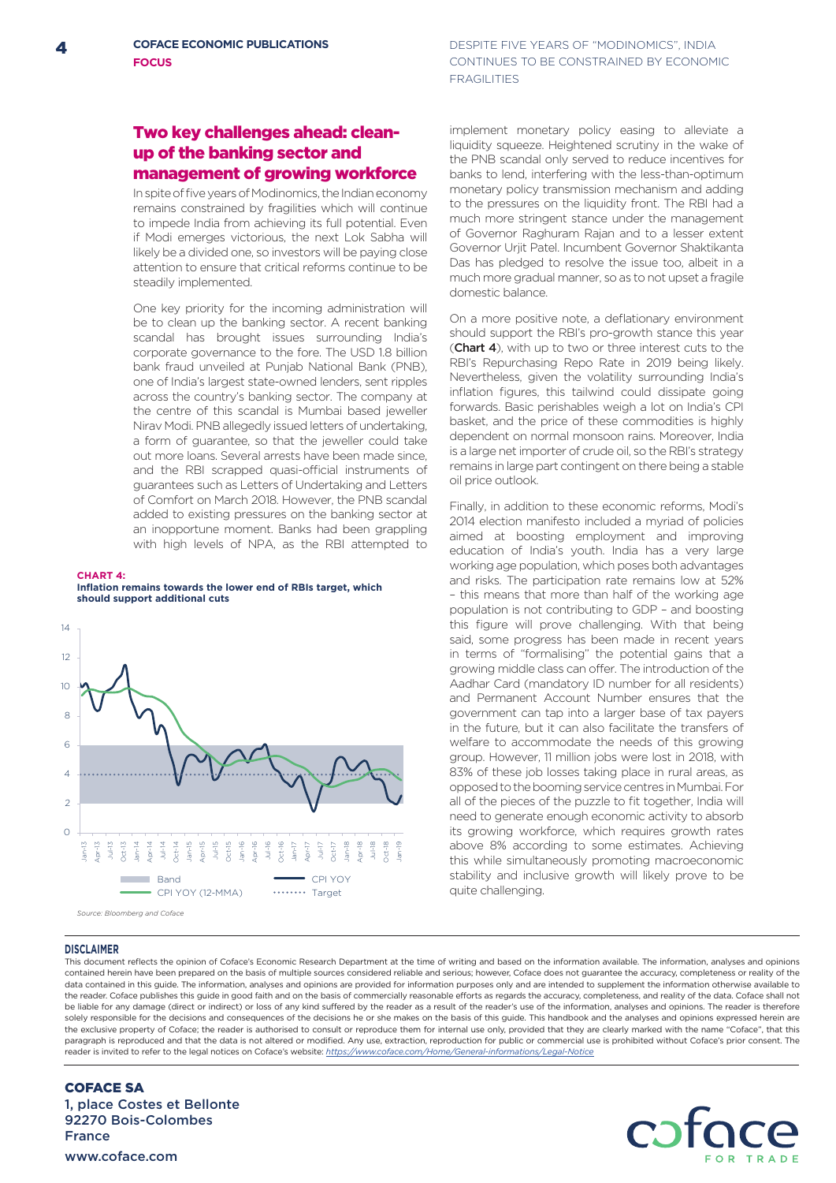## Two key challenges ahead: clean-up of the banking sector and management of growing workforce

In spite of five years of Modinomics, the Indian economy remains constrained by fragilities which will continue to impede India from achieving its full potential. Even if Modi emerges victorious, the next Lok Sabha will likely be a divided one, so investors will be paying close attention to ensure that critical reforms continue to be steadily implemented.

One key priority for the incoming administration will be to clean up the banking sector. A recent banking scandal has brought issues surrounding India's corporate governance to the fore. The USD 1.8 billion bank fraud unveiled at Punjab National Bank (PNB), one of India's largest state-owned lenders, sent ripples across the country's banking sector. The company at the centre of this scandal is Mumbai based jeweller Nirav Modi. PNB allegedly issued letters of undertaking, a form of guarantee, so that the jeweller could take out more loans. Several arrests have been made since, and the RBI scrapped quasi-official instruments of guarantees such as Letters of Undertaking and Letters of Comfort on March 2018. However, the PNB scandal added to existing pressures on the banking sector at an inopportune moment. Banks had been grappling with high levels of NPA, as the RBI attempted to implement monetary policy easing to alleviate a liquidity squeeze. Heightened scrutiny in the wake of the PNB scandal only served to reduce incentives for banks to lend, interfering with the less-than-optimum monetary policy transmission mechanism and adding to the pressures on the liquidity front. The RBI had a much more stringent stance under the management of Governor Raghuram Rajan and to a lesser extent Governor Urjit Patel. Incumbent Governor Shaktikanta Das has pledged to resolve the issue too, albeit in a much more gradual manner, so as to not upset a fragile domestic balance.

On a more positive note, a deflationary environment should support the RBI's pro-growth stance this year (**Chart 4**), with up to two or three interest cuts to the RBI's Repurchasing Repo Rate in 2019 being likely. Nevertheless, given the volatility surrounding India's inflation figures, this tailwind could dissipate going forwards. Basic perishables weigh a lot on India's CPI basket, and the price of these commodities is highly dependent on normal monsoon rains. Moreover, India is a large net importer of crude oil, so the RBI's strategy remains in large part contingent on there being a stable oil price outlook.

Finally, in addition to these economic reforms, Modi's 2014 election manifesto included a myriad of policies aimed at boosting employment and improving education of India's youth. India has a very large working age population, which poses both advantages and risks. The participation rate remains low at 52% – this means that more than half of the working age population is not contributing to GDP – and boosting this figure will prove challenging. With that being said, some progress has been made in recent years in terms of "formalising" the potential gains that a growing middle class can offer. The introduction of the Aadhar Card (mandatory ID number for all residents) and Permanent Account Number ensures that the government can tap into a larger base of tax payers in the future, but it can also facilitate the transfers of welfare to accommodate the needs of this growing group. However, 11 million jobs were lost in 2018, with 83% of these job losses taking place in rural areas, as opposed to the booming service centres in Mumbai. For all of the pieces of the puzzle to fit together, India will need to generate enough economic activity to absorb its growing workforce, which requires growth rates above 8% according to some estimates. Achieving this while simultaneously promoting macroeconomic stability and inclusive growth will likely prove to be quite challenging.

**CHART 4:**
**Inflation remains towards the lower end of RBIs target, which should support additional cuts**

14
12
10
8
6
4
2
0

Jan-13, Apr-13, Jul-13, Oct-13, Jan-14, Apr-14, Jul-14, Oct-14, Jan-15, Apr-15, Jul-15, Oct-15, Jan-16, Apr-16, Jul-16, Oct-16, Jan-17, Apr-17, Jul-17, Oct-17, Jan-18, Apr-18, Jul-18, Oct-18, Jan-19

Band
CPI YOY (12-MMA)
CPI YOY
Target

*Source: Bloomberg and Coface*

### DISCLAIMER

This document reflects the opinion of Coface's Economic Research Department at the time of writing and based on the information available. The information, analyses and opinions contained herein have been prepared on the basis of multiple sources considered reliable and serious; however, Coface does not guarantee the accuracy, completeness or reality of the data contained in this guide. The information, analyses and opinions are provided for information purposes only and are intended to supplement the information otherwise available to the reader. Coface publishes this guide in good faith and on the basis of commercially reasonable efforts as regards the accuracy, completeness, and reality of the data. Coface shall not be liable for any damage (direct or indirect) or loss of any kind suffered by the reader as a result of the reader's use of the information, analyses and opinions. The reader is therefore solely responsible for the decisions and consequences of the decisions he or she makes on the basis of this guide. This handbook and the analyses and opinions expressed herein are the exclusive property of Coface; the reader is authorised to consult or reproduce them for internal use only, provided that they are clearly marked with the name "Coface", that this paragraph is reproduced and that the data is not altered or modified. Any use, extraction, reproduction for public or commercial use is prohibited without Coface's prior consent. The reader is invited to refer to the legal notices on Coface's website: https://www.coface.com/Home/General-informations/Legal-Notice

**COFACE SA**
1, place Costes et Bellonte
92270 Bois-Colombes
France

www.coface.com

coface
FOR TRADE